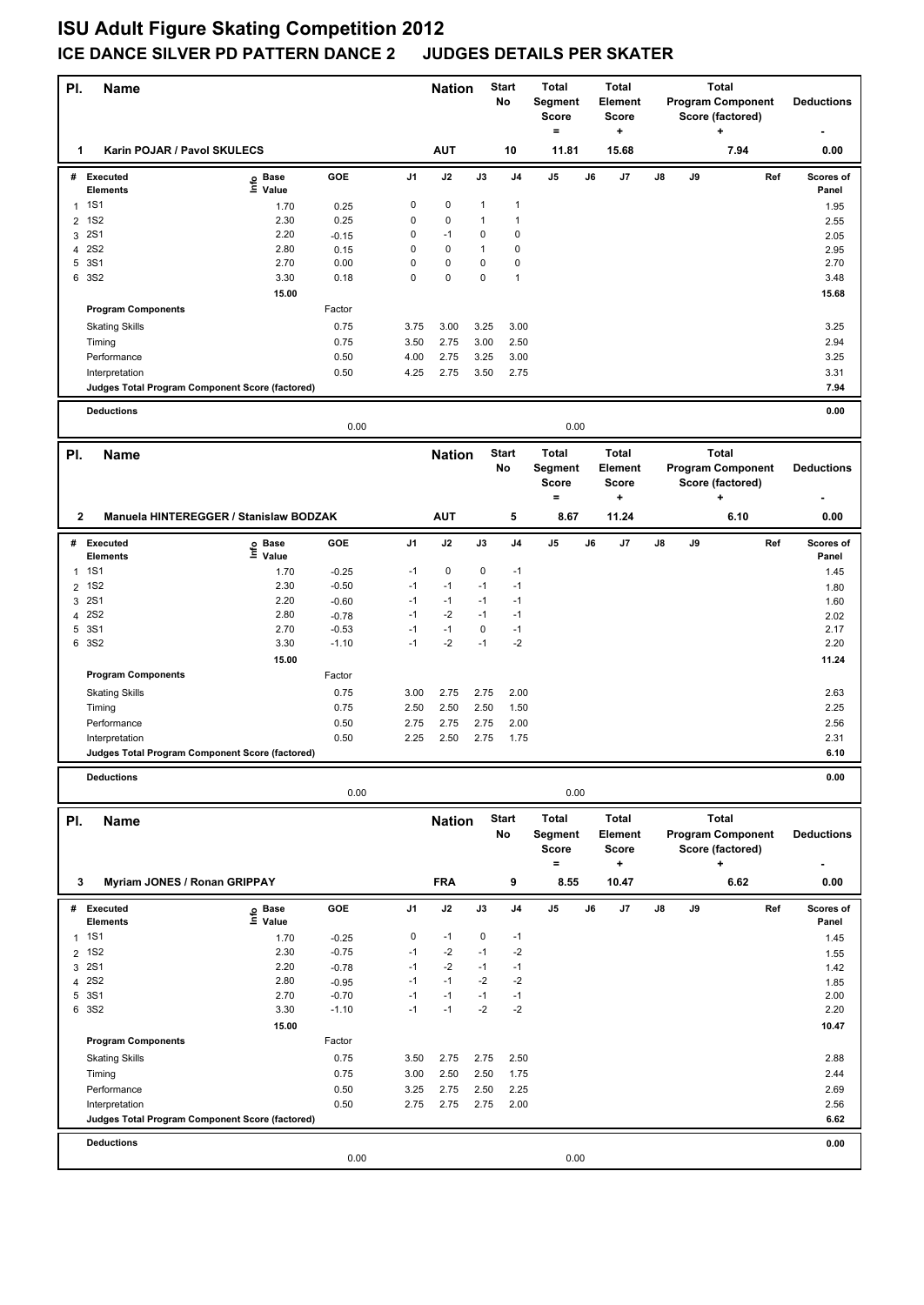# ISU Adult Figure Skating Competition 2012

## ICE DANCE SILVER PD PATTERN DANCE 2 JUDGES DETAILS PER SKATER

| Pl. | Name | Nation | Start No | Total Segment Score = | Total Element Score + | Total Program Component Score (factored) + | Deductions - |
|---|---|---|---|---|---|---|---|
| 1 | Karin POJAR / Pavol SKULECS | AUT | 10 | 11.81 | 15.68 | 7.94 | 0.00 |

| # | Executed Elements | Info | Base Value | GOE | J1 | J2 | J3 | J4 | J5 | J6 | J7 | J8 | J9 | Ref | Scores of Panel |
|---|---|---|---|---|---|---|---|---|---|---|---|---|---|---|---|
| 1 | 1S1 | | 1.70 | 0.25 | 0 | 0 | 1 | 1 | | | | | | | 1.95 |
| 2 | 1S2 | | 2.30 | 0.25 | 0 | 0 | 1 | 1 | | | | | | | 2.55 |
| 3 | 2S1 | | 2.20 | -0.15 | 0 | -1 | 0 | 0 | | | | | | | 2.05 |
| 4 | 2S2 | | 2.80 | 0.15 | 0 | 0 | 1 | 0 | | | | | | | 2.95 |
| 5 | 3S1 | | 2.70 | 0.00 | 0 | 0 | 0 | 0 | | | | | | | 2.70 |
| 6 | 3S2 | | 3.30 | 0.18 | 0 | 0 | 0 | 1 | | | | | | | 3.48 |
| | | | 15.00 | | | | | | | | | | | | 15.68 |

| Program Components | Factor | J1 | J2 | J3 | J4 | Scores of Panel |
|---|---|---|---|---|---|---|
| Skating Skills | 0.75 | 3.75 | 3.00 | 3.25 | 3.00 | 3.25 |
| Timing | 0.75 | 3.50 | 2.75 | 3.00 | 2.50 | 2.94 |
| Performance | 0.50 | 4.00 | 2.75 | 3.25 | 3.00 | 3.25 |
| Interpretation | 0.50 | 4.25 | 2.75 | 3.50 | 2.75 | 3.31 |
| Judges Total Program Component Score (factored) | | | | | | 7.94 |

**Deductions** 0.00

0.00 0.00

| Pl. | Name | Nation | Start No | Total Segment Score = | Total Element Score + | Total Program Component Score (factored) + | Deductions - |
|---|---|---|---|---|---|---|---|
| 2 | Manuela HINTEREGGER / Stanislaw BODZAK | AUT | 5 | 8.67 | 11.24 | 6.10 | 0.00 |

| # | Executed Elements | Info | Base Value | GOE | J1 | J2 | J3 | J4 | J5 | J6 | J7 | J8 | J9 | Ref | Scores of Panel |
|---|---|---|---|---|---|---|---|---|---|---|---|---|---|---|---|
| 1 | 1S1 | | 1.70 | -0.25 | -1 | 0 | 0 | -1 | | | | | | | 1.45 |
| 2 | 1S2 | | 2.30 | -0.50 | -1 | -1 | -1 | -1 | | | | | | | 1.80 |
| 3 | 2S1 | | 2.20 | -0.60 | -1 | -1 | -1 | -1 | | | | | | | 1.60 |
| 4 | 2S2 | | 2.80 | -0.78 | -1 | -2 | -1 | -1 | | | | | | | 2.02 |
| 5 | 3S1 | | 2.70 | -0.53 | -1 | -1 | 0 | -1 | | | | | | | 2.17 |
| 6 | 3S2 | | 3.30 | -1.10 | -1 | -2 | -1 | -2 | | | | | | | 2.20 |
| | | | 15.00 | | | | | | | | | | | | 11.24 |

| Program Components | Factor | J1 | J2 | J3 | J4 | Scores of Panel |
|---|---|---|---|---|---|---|
| Skating Skills | 0.75 | 3.00 | 2.75 | 2.75 | 2.00 | 2.63 |
| Timing | 0.75 | 2.50 | 2.50 | 2.50 | 1.50 | 2.25 |
| Performance | 0.50 | 2.75 | 2.75 | 2.75 | 2.00 | 2.56 |
| Interpretation | 0.50 | 2.25 | 2.50 | 2.75 | 1.75 | 2.31 |
| Judges Total Program Component Score (factored) | | | | | | 6.10 |

**Deductions** 0.00

0.00 0.00

| Pl. | Name | Nation | Start No | Total Segment Score = | Total Element Score + | Total Program Component Score (factored) + | Deductions - |
|---|---|---|---|---|---|---|---|
| 3 | Myriam JONES / Ronan GRIPPAY | FRA | 9 | 8.55 | 10.47 | 6.62 | 0.00 |

| # | Executed Elements | Info | Base Value | GOE | J1 | J2 | J3 | J4 | J5 | J6 | J7 | J8 | J9 | Ref | Scores of Panel |
|---|---|---|---|---|---|---|---|---|---|---|---|---|---|---|---|
| 1 | 1S1 | | 1.70 | -0.25 | 0 | -1 | 0 | -1 | | | | | | | 1.45 |
| 2 | 1S2 | | 2.30 | -0.75 | -1 | -2 | -1 | -2 | | | | | | | 1.55 |
| 3 | 2S1 | | 2.20 | -0.78 | -1 | -2 | -1 | -1 | | | | | | | 1.42 |
| 4 | 2S2 | | 2.80 | -0.95 | -1 | -1 | -2 | -2 | | | | | | | 1.85 |
| 5 | 3S1 | | 2.70 | -0.70 | -1 | -1 | -1 | -1 | | | | | | | 2.00 |
| 6 | 3S2 | | 3.30 | -1.10 | -1 | -1 | -2 | -2 | | | | | | | 2.20 |
| | | | 15.00 | | | | | | | | | | | | 10.47 |

| Program Components | Factor | J1 | J2 | J3 | J4 | Scores of Panel |
|---|---|---|---|---|---|---|
| Skating Skills | 0.75 | 3.50 | 2.75 | 2.75 | 2.50 | 2.88 |
| Timing | 0.75 | 3.00 | 2.50 | 2.50 | 1.75 | 2.44 |
| Performance | 0.50 | 3.25 | 2.75 | 2.50 | 2.25 | 2.69 |
| Interpretation | 0.50 | 2.75 | 2.75 | 2.75 | 2.00 | 2.56 |
| Judges Total Program Component Score (factored) | | | | | | 6.62 |

**Deductions** 0.00

0.00 0.00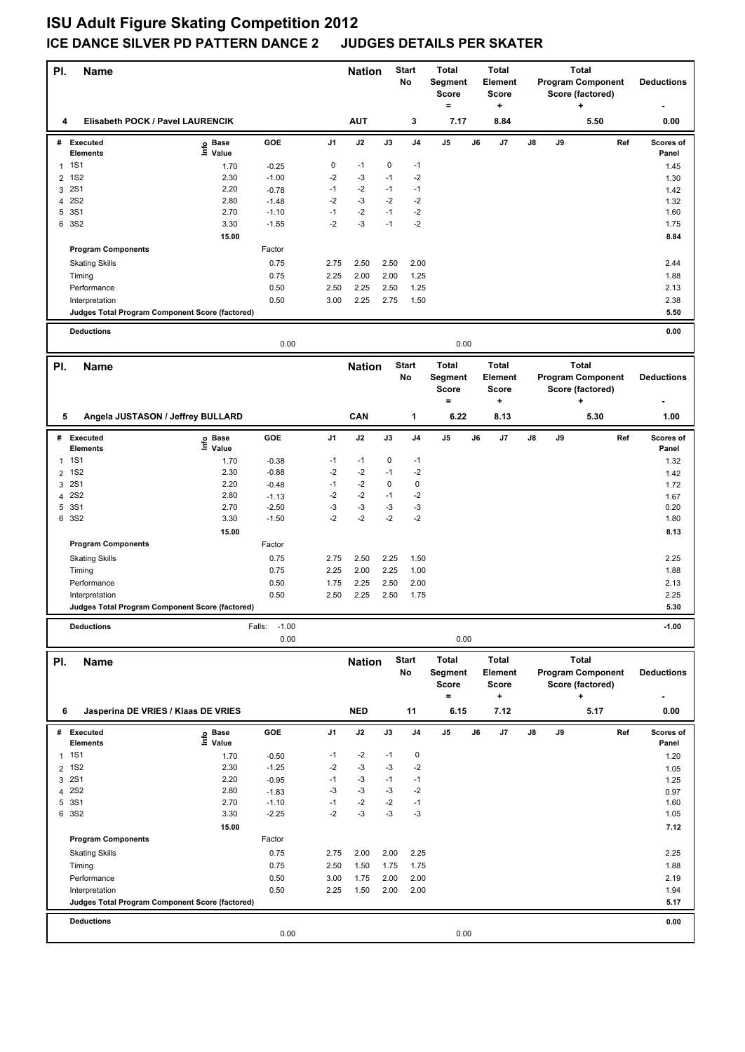# ISU Adult Figure Skating Competition 2012

## ICE DANCE SILVER PD PATTERN DANCE 2 JUDGES DETAILS PER SKATER

| Pl. | Name | Nation | Start No | Total Segment Score = | Total Element Score + | Total Program Component Score (factored) + | Deductions - |
|---|---|---|---|---|---|---|---|
| 4 | Elisabeth POCK / Pavel LAURENCIK | AUT | 3 | 7.17 | 8.84 | 5.50 | 0.00 |

| # | Executed Elements | Info | Base Value | GOE | J1 | J2 | J3 | J4 | J5 | J6 | J7 | J8 | J9 | Ref | Scores of Panel |
|---|---|---|---|---|---|---|---|---|---|---|---|---|---|---|---|
| 1 | 1S1 | | 1.70 | -0.25 | 0 | -1 | 0 | -1 | | | | | | | 1.45 |
| 2 | 1S2 | | 2.30 | -1.00 | -2 | -3 | -1 | -2 | | | | | | | 1.30 |
| 3 | 2S1 | | 2.20 | -0.78 | -1 | -2 | -1 | -1 | | | | | | | 1.42 |
| 4 | 2S2 | | 2.80 | -1.48 | -2 | -3 | -2 | -2 | | | | | | | 1.32 |
| 5 | 3S1 | | 2.70 | -1.10 | -1 | -2 | -1 | -2 | | | | | | | 1.60 |
| 6 | 3S2 | | 3.30 | -1.55 | -2 | -3 | -1 | -2 | | | | | | | 1.75 |
| | | | 15.00 | | | | | | | | | | | | 8.84 |

| Program Components | Factor | J1 | J2 | J3 | J4 | J5 | J6 | J7 | J8 | J9 | Scores of Panel |
|---|---|---|---|---|---|---|---|---|---|---|---|
| Skating Skills | 0.75 | 2.75 | 2.50 | 2.50 | 2.00 | | | | | | 2.44 |
| Timing | 0.75 | 2.25 | 2.00 | 2.00 | 1.25 | | | | | | 1.88 |
| Performance | 0.50 | 2.50 | 2.25 | 2.50 | 1.25 | | | | | | 2.13 |
| Interpretation | 0.50 | 3.00 | 2.25 | 2.75 | 1.50 | | | | | | 2.38 |
| Judges Total Program Component Score (factored) | | | | | | | | | | | 5.50 |

| Deductions | | | 0.00 |
|---|---|---|---|
| | 0.00 | 0.00 | |

| Pl. | Name | Nation | Start No | Total Segment Score = | Total Element Score + | Total Program Component Score (factored) + | Deductions - |
|---|---|---|---|---|---|---|---|
| 5 | Angela JUSTASON / Jeffrey BULLARD | CAN | 1 | 6.22 | 8.13 | 5.30 | 1.00 |

| # | Executed Elements | Info | Base Value | GOE | J1 | J2 | J3 | J4 | J5 | J6 | J7 | J8 | J9 | Ref | Scores of Panel |
|---|---|---|---|---|---|---|---|---|---|---|---|---|---|---|---|
| 1 | 1S1 | | 1.70 | -0.38 | -1 | -1 | 0 | -1 | | | | | | | 1.32 |
| 2 | 1S2 | | 2.30 | -0.88 | -2 | -2 | -1 | -2 | | | | | | | 1.42 |
| 3 | 2S1 | | 2.20 | -0.48 | -1 | -2 | 0 | 0 | | | | | | | 1.72 |
| 4 | 2S2 | | 2.80 | -1.13 | -2 | -2 | -1 | -2 | | | | | | | 1.67 |
| 5 | 3S1 | | 2.70 | -2.50 | -3 | -3 | -3 | -3 | | | | | | | 0.20 |
| 6 | 3S2 | | 3.30 | -1.50 | -2 | -2 | -2 | -2 | | | | | | | 1.80 |
| | | | 15.00 | | | | | | | | | | | | 8.13 |

| Program Components | Factor | J1 | J2 | J3 | J4 | J5 | J6 | J7 | J8 | J9 | Scores of Panel |
|---|---|---|---|---|---|---|---|---|---|---|---|
| Skating Skills | 0.75 | 2.75 | 2.50 | 2.25 | 1.50 | | | | | | 2.25 |
| Timing | 0.75 | 2.25 | 2.00 | 2.25 | 1.00 | | | | | | 1.88 |
| Performance | 0.50 | 1.75 | 2.25 | 2.50 | 2.00 | | | | | | 2.13 |
| Interpretation | 0.50 | 2.50 | 2.25 | 2.50 | 1.75 | | | | | | 2.25 |
| Judges Total Program Component Score (factored) | | | | | | | | | | | 5.30 |

| Deductions | Falls: -1.00 | | -1.00 |
|---|---|---|---|
| | 0.00 | 0.00 | |

| Pl. | Name | Nation | Start No | Total Segment Score = | Total Element Score + | Total Program Component Score (factored) + | Deductions - |
|---|---|---|---|---|---|---|---|
| 6 | Jasperina DE VRIES / Klaas DE VRIES | NED | 11 | 6.15 | 7.12 | 5.17 | 0.00 |

| # | Executed Elements | Info | Base Value | GOE | J1 | J2 | J3 | J4 | J5 | J6 | J7 | J8 | J9 | Ref | Scores of Panel |
|---|---|---|---|---|---|---|---|---|---|---|---|---|---|---|---|
| 1 | 1S1 | | 1.70 | -0.50 | -1 | -2 | -1 | 0 | | | | | | | 1.20 |
| 2 | 1S2 | | 2.30 | -1.25 | -2 | -3 | -3 | -2 | | | | | | | 1.05 |
| 3 | 2S1 | | 2.20 | -0.95 | -1 | -3 | -1 | -1 | | | | | | | 1.25 |
| 4 | 2S2 | | 2.80 | -1.83 | -3 | -3 | -3 | -2 | | | | | | | 0.97 |
| 5 | 3S1 | | 2.70 | -1.10 | -1 | -2 | -2 | -1 | | | | | | | 1.60 |
| 6 | 3S2 | | 3.30 | -2.25 | -2 | -3 | -3 | -3 | | | | | | | 1.05 |
| | | | 15.00 | | | | | | | | | | | | 7.12 |

| Program Components | Factor | J1 | J2 | J3 | J4 | J5 | J6 | J7 | J8 | J9 | Scores of Panel |
|---|---|---|---|---|---|---|---|---|---|---|---|
| Skating Skills | 0.75 | 2.75 | 2.00 | 2.00 | 2.25 | | | | | | 2.25 |
| Timing | 0.75 | 2.50 | 1.50 | 1.75 | 1.75 | | | | | | 1.88 |
| Performance | 0.50 | 3.00 | 1.75 | 2.00 | 2.00 | | | | | | 2.19 |
| Interpretation | 0.50 | 2.25 | 1.50 | 2.00 | 2.00 | | | | | | 1.94 |
| Judges Total Program Component Score (factored) | | | | | | | | | | | 5.17 |

| Deductions | | | 0.00 |
|---|---|---|---|
| | 0.00 | 0.00 | |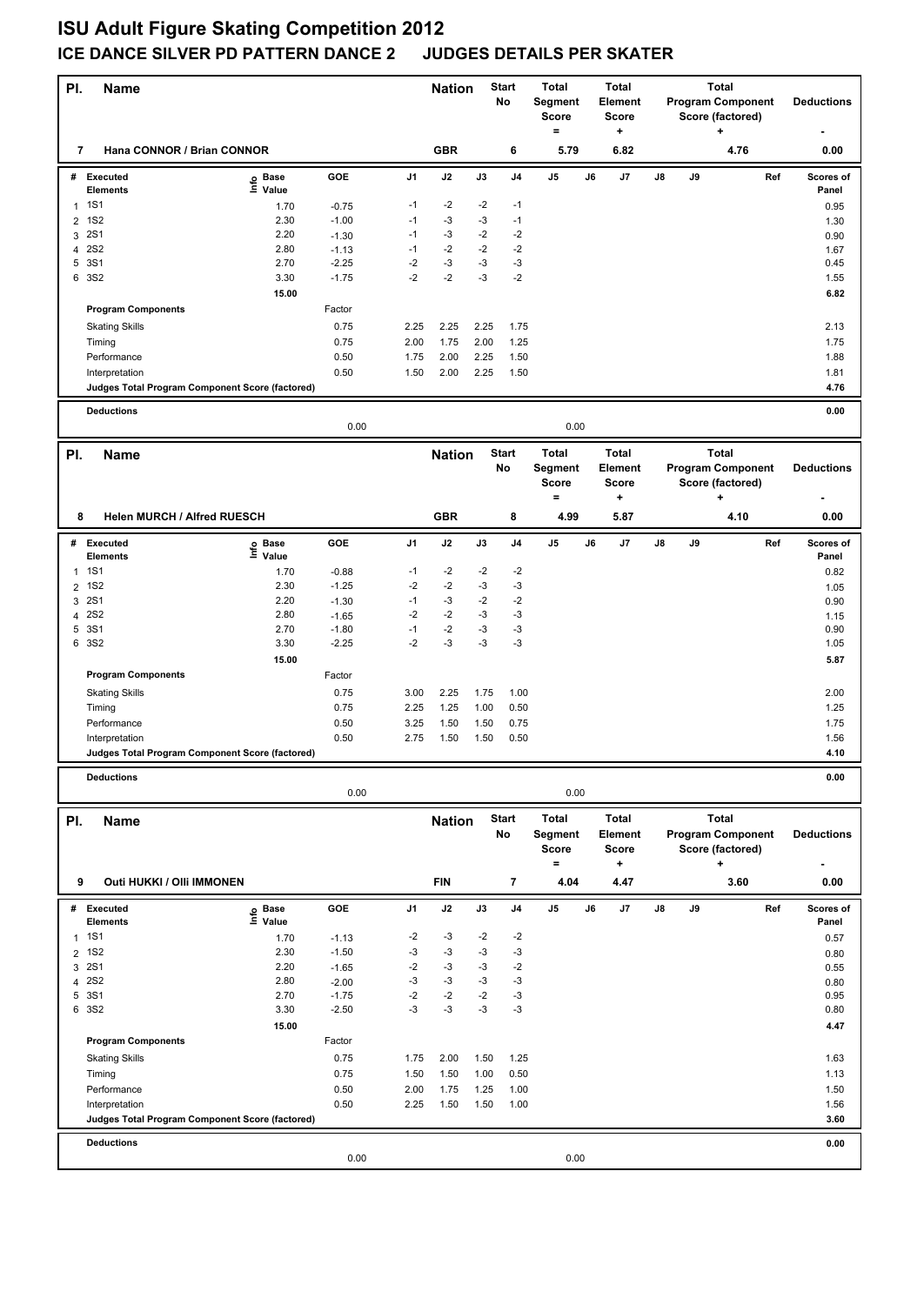# ISU Adult Figure Skating Competition 2012

## ICE DANCE SILVER PD PATTERN DANCE 2 JUDGES DETAILS PER SKATER

| Pl. | Name | Nation | Start No | Total Segment Score = | Total Element Score + | Total Program Component Score (factored) + | Deductions - |
|---|---|---|---|---|---|---|---|
| 7 | Hana CONNOR / Brian CONNOR | GBR | 6 | 5.79 | 6.82 | 4.76 | 0.00 |

| # | Executed Elements | Info | Base Value | GOE | J1 | J2 | J3 | J4 | J5 | J6 | J7 | J8 | J9 | Ref | Scores of Panel |
|---|---|---|---|---|---|---|---|---|---|---|---|---|---|---|---|
| 1 | 1S1 | | 1.70 | -0.75 | -1 | -2 | -2 | -1 | | | | | | | 0.95 |
| 2 | 1S2 | | 2.30 | -1.00 | -1 | -3 | -3 | -1 | | | | | | | 1.30 |
| 3 | 2S1 | | 2.20 | -1.30 | -1 | -3 | -2 | -2 | | | | | | | 0.90 |
| 4 | 2S2 | | 2.80 | -1.13 | -1 | -2 | -2 | -2 | | | | | | | 1.67 |
| 5 | 3S1 | | 2.70 | -2.25 | -2 | -3 | -3 | -3 | | | | | | | 0.45 |
| 6 | 3S2 | | 3.30 | -1.75 | -2 | -2 | -3 | -2 | | | | | | | 1.55 |
| | | | 15.00 | | | | | | | | | | | | 6.82 |

| Program Components | Factor | J1 | J2 | J3 | J4 | J5 | J6 | J7 | J8 | J9 | Scores of Panel |
|---|---|---|---|---|---|---|---|---|---|---|---|
| Skating Skills | 0.75 | 2.25 | 2.25 | 2.25 | 1.75 | | | | | | 2.13 |
| Timing | 0.75 | 2.00 | 1.75 | 2.00 | 1.25 | | | | | | 1.75 |
| Performance | 0.50 | 1.75 | 2.00 | 2.25 | 1.50 | | | | | | 1.88 |
| Interpretation | 0.50 | 1.50 | 2.00 | 2.25 | 1.50 | | | | | | 1.81 |
| Judges Total Program Component Score (factored) | | | | | | | | | | | 4.76 |

| Deductions | | | |
|---|---|---|---|
| | 0.00 | 0.00 | 0.00 |

| Pl. | Name | Nation | Start No | Total Segment Score = | Total Element Score + | Total Program Component Score (factored) + | Deductions - |
|---|---|---|---|---|---|---|---|
| 8 | Helen MURCH / Alfred RUESCH | GBR | 8 | 4.99 | 5.87 | 4.10 | 0.00 |

| # | Executed Elements | Info | Base Value | GOE | J1 | J2 | J3 | J4 | J5 | J6 | J7 | J8 | J9 | Ref | Scores of Panel |
|---|---|---|---|---|---|---|---|---|---|---|---|---|---|---|---|
| 1 | 1S1 | | 1.70 | -0.88 | -1 | -2 | -2 | -2 | | | | | | | 0.82 |
| 2 | 1S2 | | 2.30 | -1.25 | -2 | -2 | -3 | -3 | | | | | | | 1.05 |
| 3 | 2S1 | | 2.20 | -1.30 | -1 | -3 | -2 | -2 | | | | | | | 0.90 |
| 4 | 2S2 | | 2.80 | -1.65 | -2 | -2 | -3 | -3 | | | | | | | 1.15 |
| 5 | 3S1 | | 2.70 | -1.80 | -1 | -2 | -3 | -3 | | | | | | | 0.90 |
| 6 | 3S2 | | 3.30 | -2.25 | -2 | -3 | -3 | -3 | | | | | | | 1.05 |
| | | | 15.00 | | | | | | | | | | | | 5.87 |

| Program Components | Factor | J1 | J2 | J3 | J4 | J5 | J6 | J7 | J8 | J9 | Scores of Panel |
|---|---|---|---|---|---|---|---|---|---|---|---|
| Skating Skills | 0.75 | 3.00 | 2.25 | 1.75 | 1.00 | | | | | | 2.00 |
| Timing | 0.75 | 2.25 | 1.25 | 1.00 | 0.50 | | | | | | 1.25 |
| Performance | 0.50 | 3.25 | 1.50 | 1.50 | 0.75 | | | | | | 1.75 |
| Interpretation | 0.50 | 2.75 | 1.50 | 1.50 | 0.50 | | | | | | 1.56 |
| Judges Total Program Component Score (factored) | | | | | | | | | | | 4.10 |

| Deductions | | | |
|---|---|---|---|
| | 0.00 | 0.00 | 0.00 |

| Pl. | Name | Nation | Start No | Total Segment Score = | Total Element Score + | Total Program Component Score (factored) + | Deductions - |
|---|---|---|---|---|---|---|---|
| 9 | Outi HUKKI / Olli IMMONEN | FIN | 7 | 4.04 | 4.47 | 3.60 | 0.00 |

| # | Executed Elements | Info | Base Value | GOE | J1 | J2 | J3 | J4 | J5 | J6 | J7 | J8 | J9 | Ref | Scores of Panel |
|---|---|---|---|---|---|---|---|---|---|---|---|---|---|---|---|
| 1 | 1S1 | | 1.70 | -1.13 | -2 | -3 | -2 | -2 | | | | | | | 0.57 |
| 2 | 1S2 | | 2.30 | -1.50 | -3 | -3 | -3 | -3 | | | | | | | 0.80 |
| 3 | 2S1 | | 2.20 | -1.65 | -2 | -3 | -3 | -2 | | | | | | | 0.55 |
| 4 | 2S2 | | 2.80 | -2.00 | -3 | -3 | -3 | -3 | | | | | | | 0.80 |
| 5 | 3S1 | | 2.70 | -1.75 | -2 | -2 | -2 | -3 | | | | | | | 0.95 |
| 6 | 3S2 | | 3.30 | -2.50 | -3 | -3 | -3 | -3 | | | | | | | 0.80 |
| | | | 15.00 | | | | | | | | | | | | 4.47 |

| Program Components | Factor | J1 | J2 | J3 | J4 | J5 | J6 | J7 | J8 | J9 | Scores of Panel |
|---|---|---|---|---|---|---|---|---|---|---|---|
| Skating Skills | 0.75 | 1.75 | 2.00 | 1.50 | 1.25 | | | | | | 1.63 |
| Timing | 0.75 | 1.50 | 1.50 | 1.00 | 0.50 | | | | | | 1.13 |
| Performance | 0.50 | 2.00 | 1.75 | 1.25 | 1.00 | | | | | | 1.50 |
| Interpretation | 0.50 | 2.25 | 1.50 | 1.50 | 1.00 | | | | | | 1.56 |
| Judges Total Program Component Score (factored) | | | | | | | | | | | 3.60 |

| Deductions | | | |
|---|---|---|---|
| | 0.00 | 0.00 | 0.00 |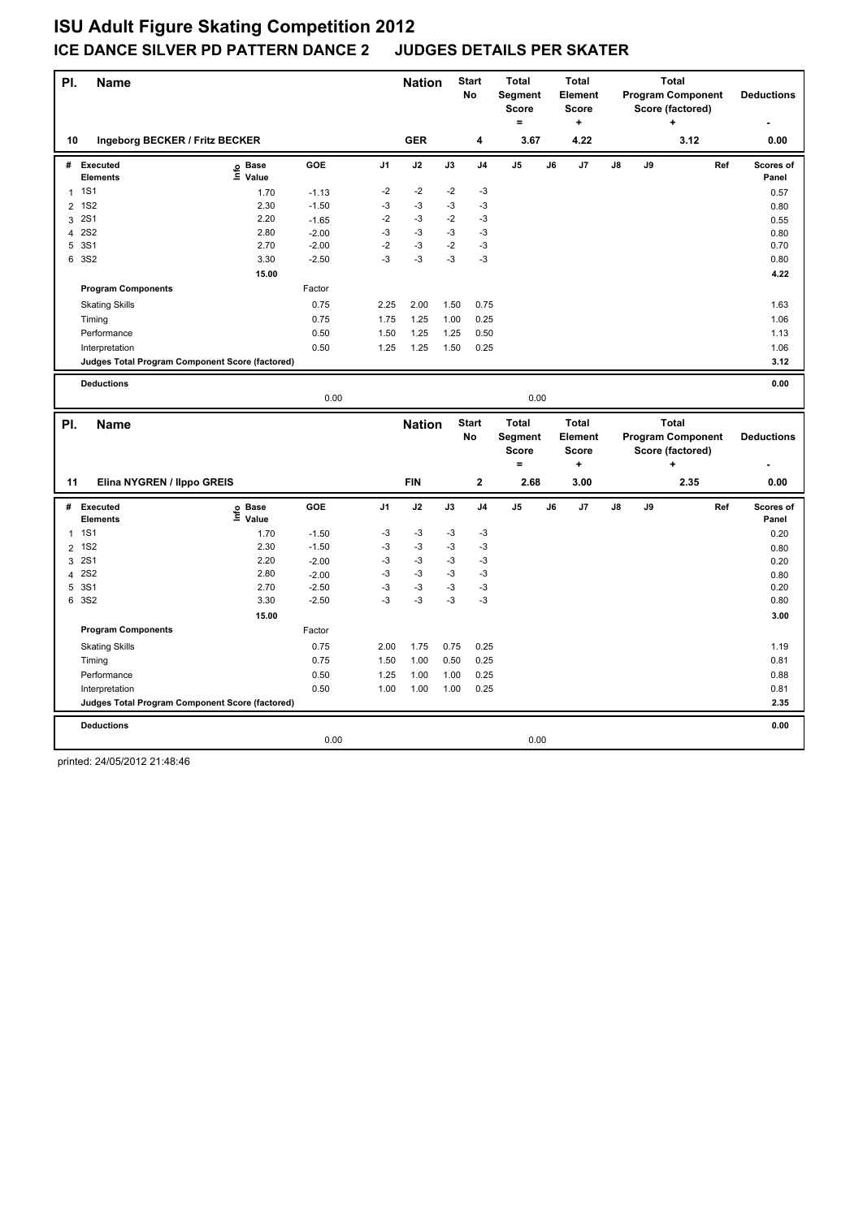# ISU Adult Figure Skating Competition 2012

## ICE DANCE SILVER PD PATTERN DANCE 2 JUDGES DETAILS PER SKATER

| Pl. | Name | Nation | Start No | Total Segment Score = | Total Element Score + | Total Program Component Score (factored) + | Deductions - |
|---|---|---|---|---|---|---|---|
| 10 | Ingeborg BECKER / Fritz BECKER | GER | 4 | 3.67 | 4.22 | 3.12 | 0.00 |

| # | Executed Elements | Info | Base Value | GOE | J1 | J2 | J3 | J4 | J5 | J6 | J7 | J8 | J9 | Ref | Scores of Panel |
|---|---|---|---|---|---|---|---|---|---|---|---|---|---|---|---|
| 1 | 1S1 | | 1.70 | -1.13 | -2 | -2 | -2 | -3 | | | | | | | 0.57 |
| 2 | 1S2 | | 2.30 | -1.50 | -3 | -3 | -3 | -3 | | | | | | | 0.80 |
| 3 | 2S1 | | 2.20 | -1.65 | -2 | -3 | -2 | -3 | | | | | | | 0.55 |
| 4 | 2S2 | | 2.80 | -2.00 | -3 | -3 | -3 | -3 | | | | | | | 0.80 |
| 5 | 3S1 | | 2.70 | -2.00 | -2 | -3 | -2 | -3 | | | | | | | 0.70 |
| 6 | 3S2 | | 3.30 | -2.50 | -3 | -3 | -3 | -3 | | | | | | | 0.80 |
| | | | 15.00 | | | | | | | | | | | | 4.22 |
| | **Program Components** | | | Factor | | | | | | | | | | | |
| | Skating Skills | | | 0.75 | 2.25 | 2.00 | 1.50 | 0.75 | | | | | | | 1.63 |
| | Timing | | | 0.75 | 1.75 | 1.25 | 1.00 | 0.25 | | | | | | | 1.06 |
| | Performance | | | 0.50 | 1.50 | 1.25 | 1.25 | 0.50 | | | | | | | 1.13 |
| | Interpretation | | | 0.50 | 1.25 | 1.25 | 1.50 | 0.25 | | | | | | | 1.06 |
| | **Judges Total Program Component Score (factored)** | | | | | | | | | | | | | | 3.12 |
| | **Deductions** | | | 0.00 | | | | | 0.00 | | | | | | 0.00 |

| Pl. | Name | Nation | Start No | Total Segment Score = | Total Element Score + | Total Program Component Score (factored) + | Deductions - |
|---|---|---|---|---|---|---|---|
| 11 | Elina NYGREN / Ilppo GREIS | FIN | 2 | 2.68 | 3.00 | 2.35 | 0.00 |

| # | Executed Elements | Info | Base Value | GOE | J1 | J2 | J3 | J4 | J5 | J6 | J7 | J8 | J9 | Ref | Scores of Panel |
|---|---|---|---|---|---|---|---|---|---|---|---|---|---|---|---|
| 1 | 1S1 | | 1.70 | -1.50 | -3 | -3 | -3 | -3 | | | | | | | 0.20 |
| 2 | 1S2 | | 2.30 | -1.50 | -3 | -3 | -3 | -3 | | | | | | | 0.80 |
| 3 | 2S1 | | 2.20 | -2.00 | -3 | -3 | -3 | -3 | | | | | | | 0.20 |
| 4 | 2S2 | | 2.80 | -2.00 | -3 | -3 | -3 | -3 | | | | | | | 0.80 |
| 5 | 3S1 | | 2.70 | -2.50 | -3 | -3 | -3 | -3 | | | | | | | 0.20 |
| 6 | 3S2 | | 3.30 | -2.50 | -3 | -3 | -3 | -3 | | | | | | | 0.80 |
| | | | 15.00 | | | | | | | | | | | | 3.00 |
| | **Program Components** | | | Factor | | | | | | | | | | | |
| | Skating Skills | | | 0.75 | 2.00 | 1.75 | 0.75 | 0.25 | | | | | | | 1.19 |
| | Timing | | | 0.75 | 1.50 | 1.00 | 0.50 | 0.25 | | | | | | | 0.81 |
| | Performance | | | 0.50 | 1.25 | 1.00 | 1.00 | 0.25 | | | | | | | 0.88 |
| | Interpretation | | | 0.50 | 1.00 | 1.00 | 1.00 | 0.25 | | | | | | | 0.81 |
| | **Judges Total Program Component Score (factored)** | | | | | | | | | | | | | | 2.35 |
| | **Deductions** | | | 0.00 | | | | | 0.00 | | | | | | 0.00 |

printed: 24/05/2012 21:48:46